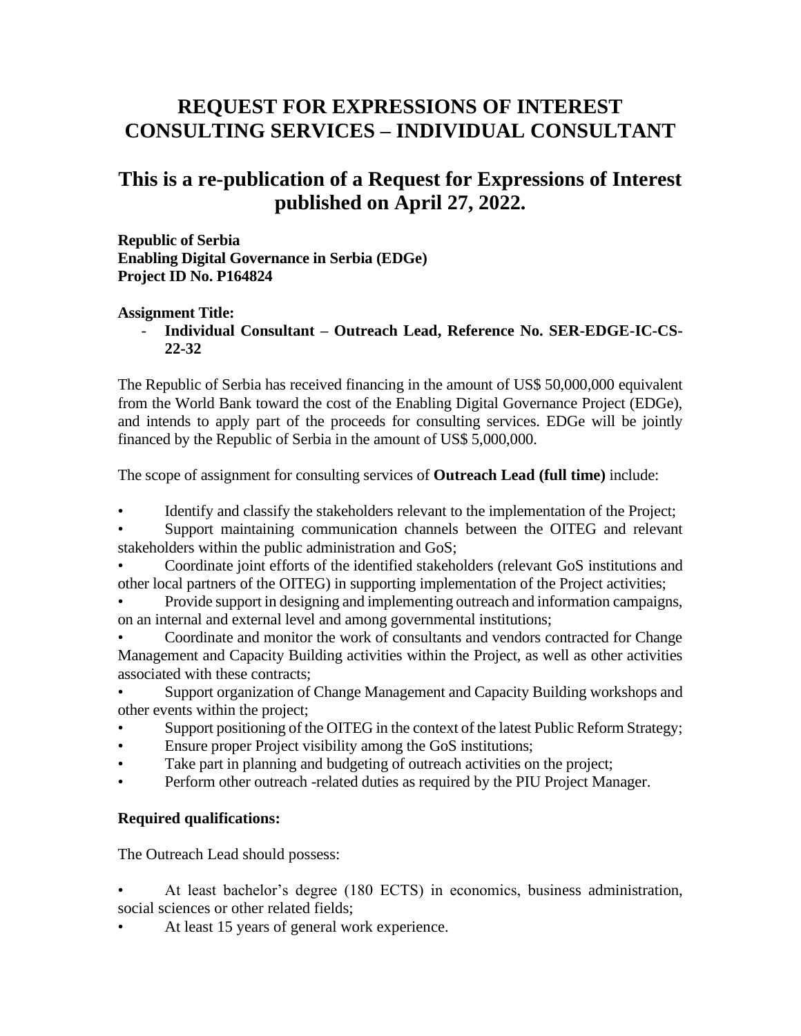# REQUEST FOR EXPRESSIONS OF INTEREST
# CONSULTING SERVICES – INDIVIDUAL CONSULTANT

## This is a re-publication of a Request for Expressions of Interest published on April 27, 2022.

**Republic of Serbia**
**Enabling Digital Governance in Serbia (EDGe)**
**Project ID No. P164824**

**Assignment Title:**

- **Individual Consultant – Outreach Lead, Reference No. SER-EDGE-IC-CS-22-32**

The Republic of Serbia has received financing in the amount of US$ 50,000,000 equivalent from the World Bank toward the cost of the Enabling Digital Governance Project (EDGe), and intends to apply part of the proceeds for consulting services. EDGe will be jointly financed by the Republic of Serbia in the amount of US$ 5,000,000.

The scope of assignment for consulting services of **Outreach Lead (full time)** include:

- Identify and classify the stakeholders relevant to the implementation of the Project;
- Support maintaining communication channels between the OITEG and relevant stakeholders within the public administration and GoS;
- Coordinate joint efforts of the identified stakeholders (relevant GoS institutions and other local partners of the OITEG) in supporting implementation of the Project activities;
- Provide support in designing and implementing outreach and information campaigns, on an internal and external level and among governmental institutions;
- Coordinate and monitor the work of consultants and vendors contracted for Change Management and Capacity Building activities within the Project, as well as other activities associated with these contracts;
- Support organization of Change Management and Capacity Building workshops and other events within the project;
- Support positioning of the OITEG in the context of the latest Public Reform Strategy;
- Ensure proper Project visibility among the GoS institutions;
- Take part in planning and budgeting of outreach activities on the project;
- Perform other outreach -related duties as required by the PIU Project Manager.

### Required qualifications:

The Outreach Lead should possess:

- At least bachelor's degree (180 ECTS) in economics, business administration, social sciences or other related fields;
- At least 15 years of general work experience.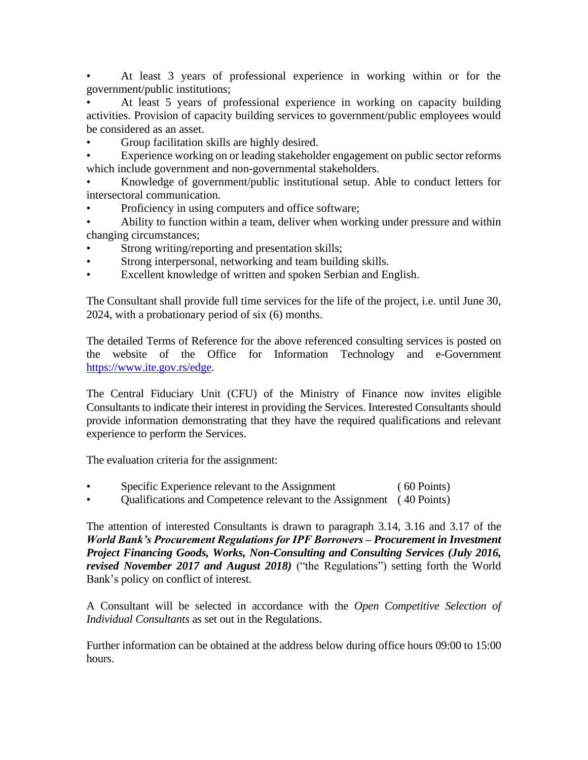- At least 3 years of professional experience in working within or for the government/public institutions;
- At least 5 years of professional experience in working on capacity building activities. Provision of capacity building services to government/public employees would be considered as an asset.
- Group facilitation skills are highly desired.
- Experience working on or leading stakeholder engagement on public sector reforms which include government and non-governmental stakeholders.
- Knowledge of government/public institutional setup. Able to conduct letters for intersectoral communication.
- Proficiency in using computers and office software;
- Ability to function within a team, deliver when working under pressure and within changing circumstances;
- Strong writing/reporting and presentation skills;
- Strong interpersonal, networking and team building skills.
- Excellent knowledge of written and spoken Serbian and English.

The Consultant shall provide full time services for the life of the project, i.e. until June 30, 2024, with a probationary period of six (6) months.

The detailed Terms of Reference for the above referenced consulting services is posted on the website of the Office for Information Technology and e-Government [https://www.ite.gov.rs/edge](https://www.ite.gov.rs/edge).

The Central Fiduciary Unit (CFU) of the Ministry of Finance now invites eligible Consultants to indicate their interest in providing the Services. Interested Consultants should provide information demonstrating that they have the required qualifications and relevant experience to perform the Services.

The evaluation criteria for the assignment:

- Specific Experience relevant to the Assignment ( 60 Points)
- Qualifications and Competence relevant to the Assignment ( 40 Points)

The attention of interested Consultants is drawn to paragraph 3.14, 3.16 and 3.17 of the ***World Bank's Procurement Regulations for IPF Borrowers – Procurement in Investment Project Financing Goods, Works, Non-Consulting and Consulting Services (July 2016, revised November 2017 and August 2018)*** ("the Regulations") setting forth the World Bank's policy on conflict of interest.

A Consultant will be selected in accordance with the *Open Competitive Selection of Individual Consultants* as set out in the Regulations.

Further information can be obtained at the address below during office hours 09:00 to 15:00 hours.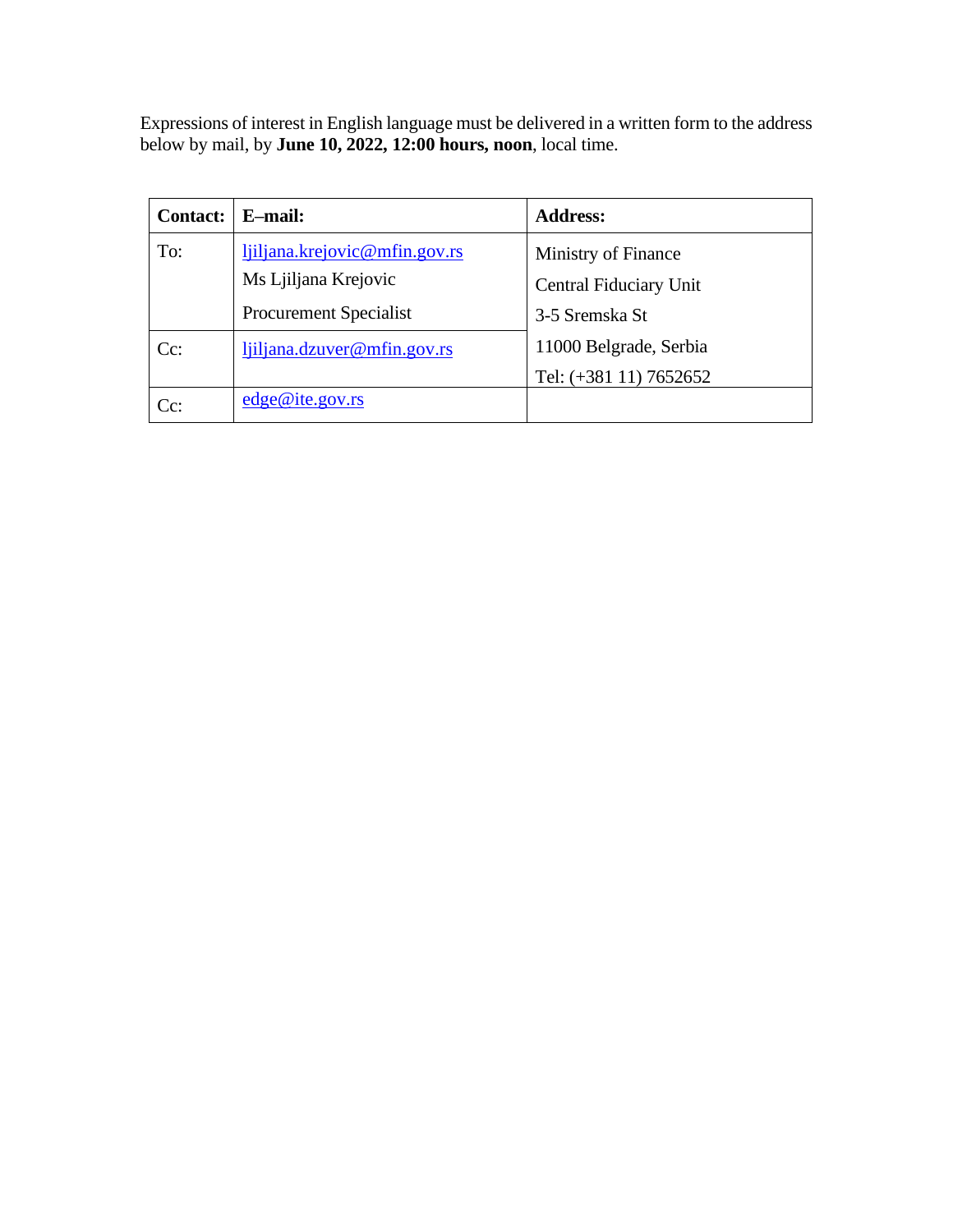Expressions of interest in English language must be delivered in a written form to the address below by mail, by **June 10, 2022, 12:00 hours, noon**, local time.

| **Contact:** | **E–mail:** | **Address:** |
| --- | --- | --- |
| To: | ljiljana.krejovic@mfin.gov.rs<br>Ms Ljiljana Krejovic<br>Procurement Specialist | Ministry of Finance<br>Central Fiduciary Unit<br>3-5 Sremska St<br>11000 Belgrade, Serbia<br>Tel: (+381 11) 7652652 |
| Cc: | ljiljana.dzuver@mfin.gov.rs | |
| Cc: | edge@ite.gov.rs | |